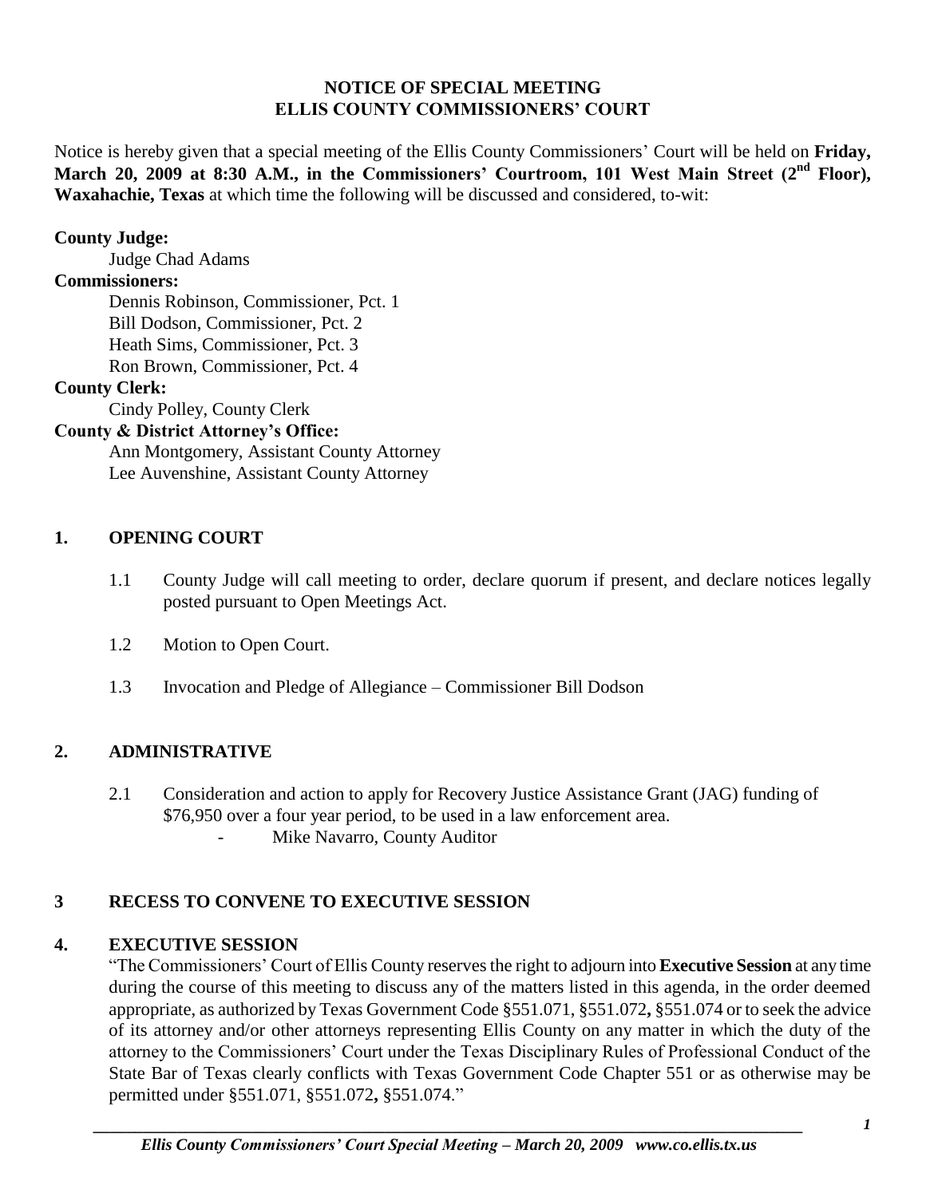# NOTICE OF SPECIAL MEETING
# ELLIS COUNTY COMMISSIONERS' COURT

Notice is hereby given that a special meeting of the Ellis County Commissioners' Court will be held on **Friday, March 20, 2009 at 8:30 A.M., in the Commissioners' Courtroom, 101 West Main Street (2nd Floor), Waxahachie, Texas** at which time the following will be discussed and considered, to-wit:

**County Judge:**

Judge Chad Adams

**Commissioners:**

Dennis Robinson, Commissioner, Pct. 1
Bill Dodson, Commissioner, Pct. 2
Heath Sims, Commissioner, Pct. 3
Ron Brown, Commissioner, Pct. 4

**County Clerk:**

Cindy Polley, County Clerk

**County & District Attorney's Office:**

Ann Montgomery, Assistant County Attorney
Lee Auvenshine, Assistant County Attorney

## 1. OPENING COURT

1.1 County Judge will call meeting to order, declare quorum if present, and declare notices legally posted pursuant to Open Meetings Act.

1.2 Motion to Open Court.

1.3 Invocation and Pledge of Allegiance – Commissioner Bill Dodson

## 2. ADMINISTRATIVE

2.1 Consideration and action to apply for Recovery Justice Assistance Grant (JAG) funding of $76,950 over a four year period, to be used in a law enforcement area.

- Mike Navarro, County Auditor

## 3 RECESS TO CONVENE TO EXECUTIVE SESSION

## 4. EXECUTIVE SESSION

"The Commissioners' Court of Ellis County reserves the right to adjourn into **Executive Session** at any time during the course of this meeting to discuss any of the matters listed in this agenda, in the order deemed appropriate, as authorized by Texas Government Code §551.071, §551.072**,** §551.074 or to seek the advice of its attorney and/or other attorneys representing Ellis County on any matter in which the duty of the attorney to the Commissioners' Court under the Texas Disciplinary Rules of Professional Conduct of the State Bar of Texas clearly conflicts with Texas Government Code Chapter 551 or as otherwise may be permitted under §551.071, §551.072**,** §551.074."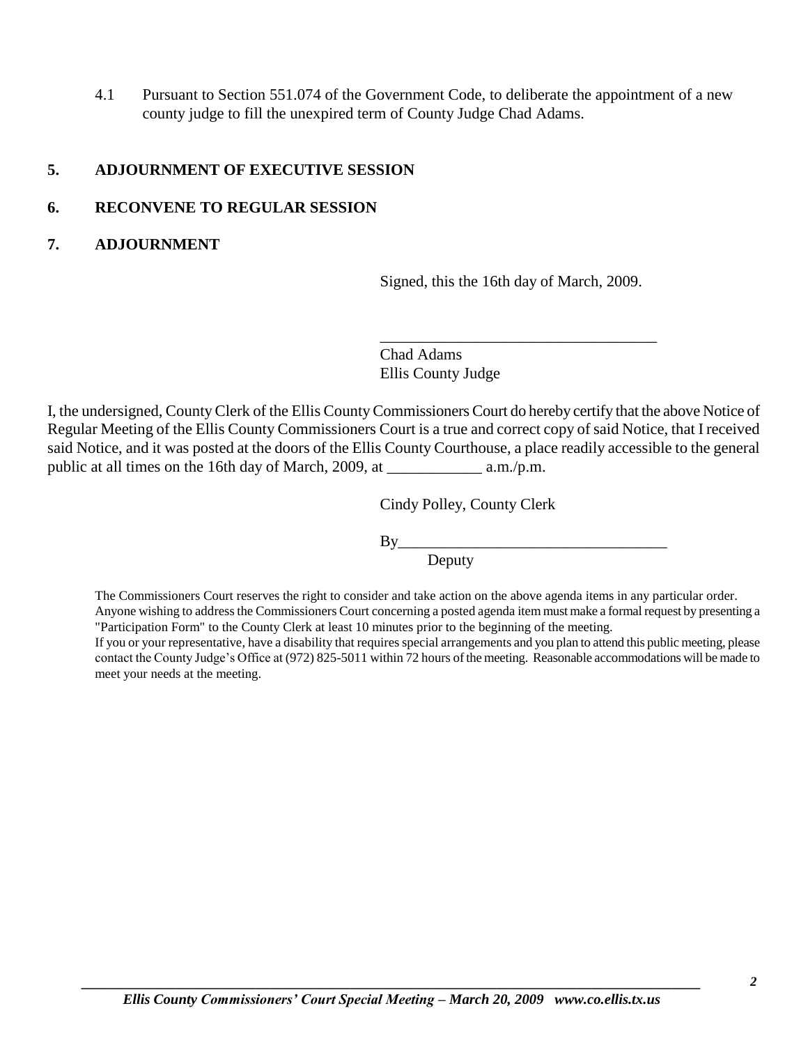4.1 Pursuant to Section 551.074 of the Government Code, to deliberate the appointment of a new county judge to fill the unexpired term of County Judge Chad Adams.

## 5. ADJOURNMENT OF EXECUTIVE SESSION

## 6. RECONVENE TO REGULAR SESSION

## 7. ADJOURNMENT

Signed, this the 16th day of March, 2009.

___________________________________

Chad Adams
Ellis County Judge

I, the undersigned, County Clerk of the Ellis County Commissioners Court do hereby certify that the above Notice of Regular Meeting of the Ellis County Commissioners Court is a true and correct copy of said Notice, that I received said Notice, and it was posted at the doors of the Ellis County Courthouse, a place readily accessible to the general public at all times on the 16th day of March, 2009, at ____________ a.m./p.m.

Cindy Polley, County Clerk

By__________________________________
Deputy

The Commissioners Court reserves the right to consider and take action on the above agenda items in any particular order. Anyone wishing to address the Commissioners Court concerning a posted agenda item must make a formal request by presenting a "Participation Form" to the County Clerk at least 10 minutes prior to the beginning of the meeting.
If you or your representative, have a disability that requires special arrangements and you plan to attend this public meeting, please contact the County Judge's Office at (972) 825-5011 within 72 hours of the meeting. Reasonable accommodations will be made to meet your needs at the meeting.